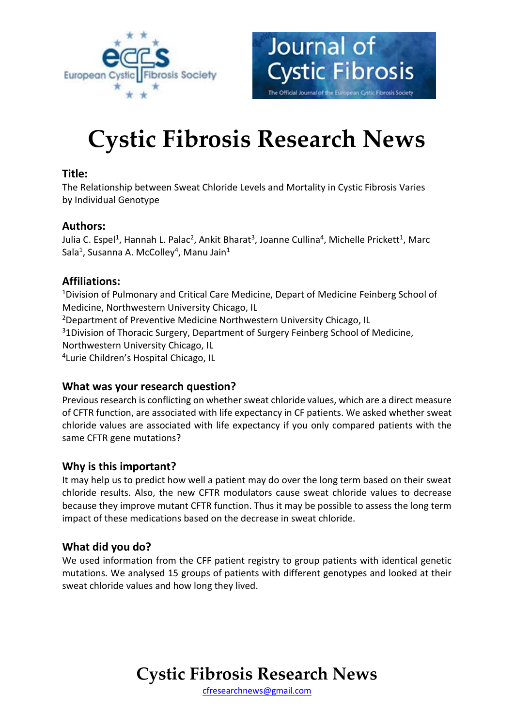# Cystic Fibrosis Research News

### Title:

The Relationship between Sweat Chloride Levels and Mortality in Cystic Fibrosis Varies by Individual Genotype

### Authors:

Julia C. Espel[1], Hannah L. Palac[2], Ankit Bharat[3], Joanne Cullina[4], Michelle Prickett[1], Marc Sala[1], Susanna A. McColley[4], Manu Jain[1]

### Affiliations:

[1]Division of Pulmonary and Critical Care Medicine, Depart of Medicine Feinberg School of Medicine, Northwestern University Chicago, IL
[2]Department of Preventive Medicine Northwestern University Chicago, IL
[3]1Division of Thoracic Surgery, Department of Surgery Feinberg School of Medicine, Northwestern University Chicago, IL
[4]Lurie Children's Hospital Chicago, IL

### What was your research question?

Previous research is conflicting on whether sweat chloride values, which are a direct measure of CFTR function, are associated with life expectancy in CF patients. We asked whether sweat chloride values are associated with life expectancy if you only compared patients with the same CFTR gene mutations?

### Why is this important?

It may help us to predict how well a patient may do over the long term based on their sweat chloride results. Also, the new CFTR modulators cause sweat chloride values to decrease because they improve mutant CFTR function. Thus it may be possible to assess the long term impact of these medications based on the decrease in sweat chloride.

### What did you do?

We used information from the CFF patient registry to group patients with identical genetic mutations. We analysed 15 groups of patients with different genotypes and looked at their sweat chloride values and how long they lived.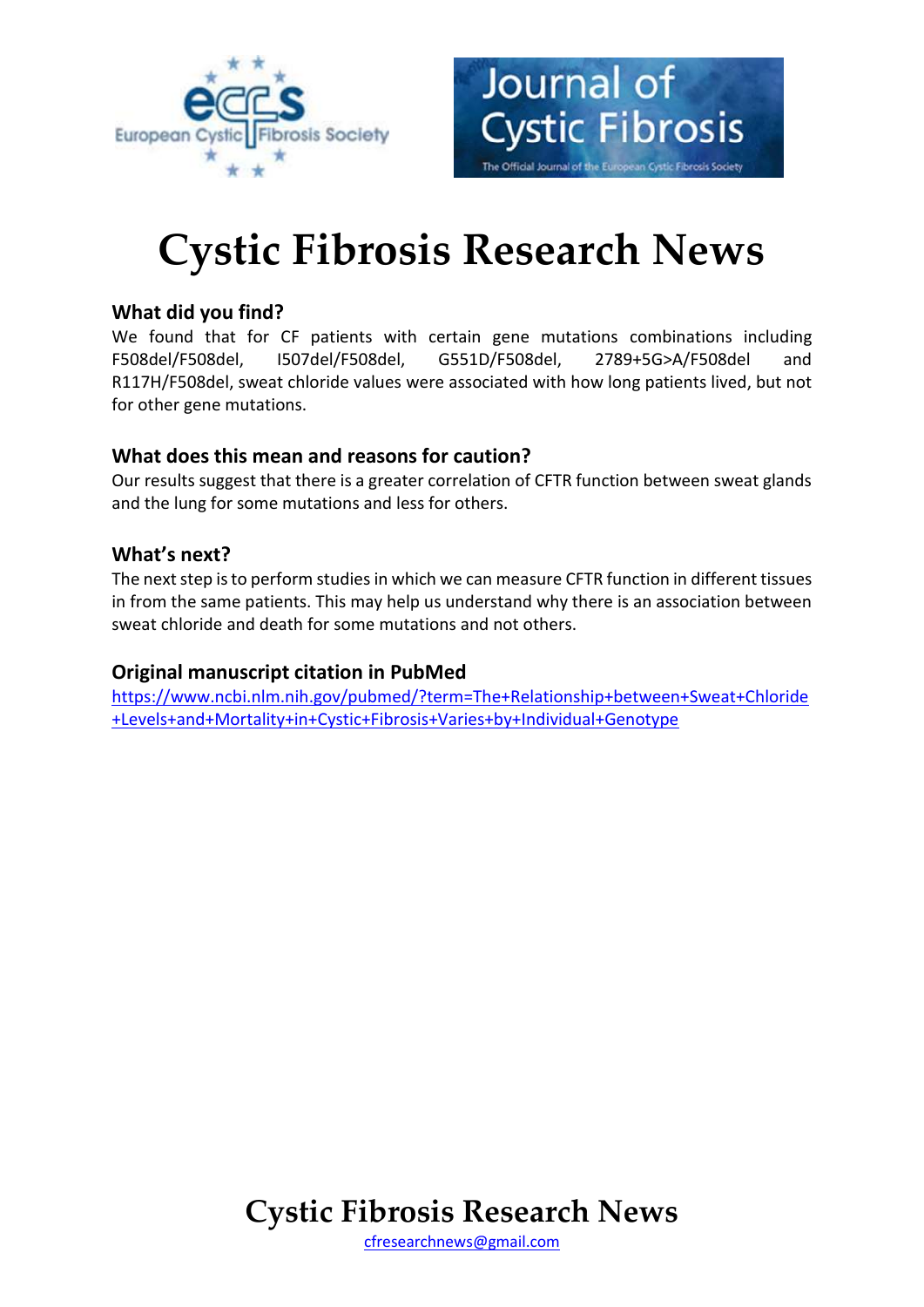# Cystic Fibrosis Research News

### What did you find?

We found that for CF patients with certain gene mutations combinations including F508del/F508del, I507del/F508del, G551D/F508del, 2789+5G>A/F508del and R117H/F508del, sweat chloride values were associated with how long patients lived, but not for other gene mutations.

### What does this mean and reasons for caution?

Our results suggest that there is a greater correlation of CFTR function between sweat glands and the lung for some mutations and less for others.

### What's next?

The next step is to perform studies in which we can measure CFTR function in different tissues in from the same patients. This may help us understand why there is an association between sweat chloride and death for some mutations and not others.

### Original manuscript citation in PubMed

https://www.ncbi.nlm.nih.gov/pubmed/?term=The+Relationship+between+Sweat+Chloride+Levels+and+Mortality+in+Cystic+Fibrosis+Varies+by+Individual+Genotype

**Cystic Fibrosis Research News**

cfresearchnews@gmail.com